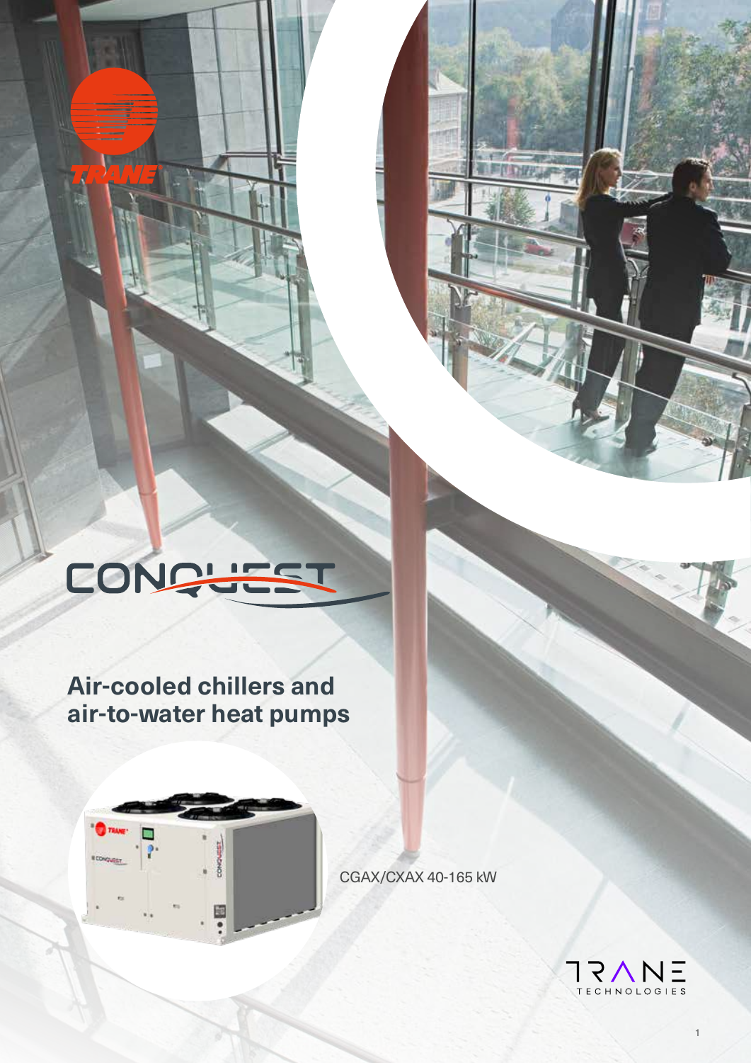# CONQUEST

## Air-cooled chillers and air-to-water heat pumps

CGAX/CXAX 40-165 kW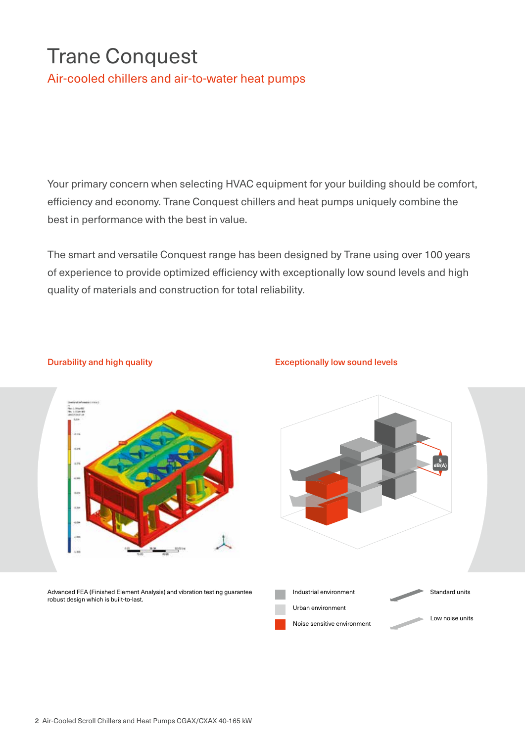# Trane Conquest

## Air-cooled chillers and air-to-water heat pumps

Your primary concern when selecting HVAC equipment for your building should be comfort, efficiency and economy. Trane Conquest chillers and heat pumps uniquely combine the best in performance with the best in value.

The smart and versatile Conquest range has been designed by Trane using over 100 years of experience to provide optimized efficiency with exceptionally low sound levels and high quality of materials and construction for total reliability.

### Durability and high quality

Advanced FEA (Finished Element Analysis) and vibration testing guarantee robust design which is built-to-last.

### Exceptionally low sound levels

5 dB(A)

- Industrial environment
- Urban environment
- Noise sensitive environment
- Standard units
- Low noise units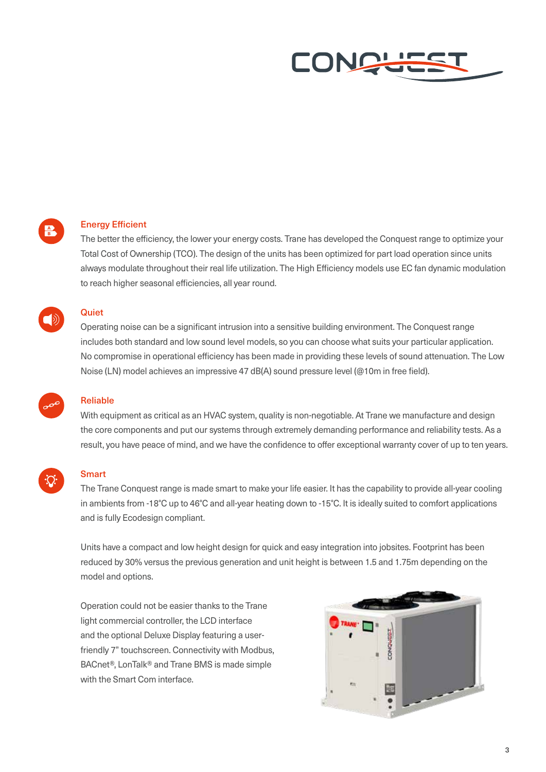## Energy Efficient

The better the efficiency, the lower your energy costs. Trane has developed the Conquest range to optimize your Total Cost of Ownership (TCO). The design of the units has been optimized for part load operation since units always modulate throughout their real life utilization. The High Efficiency models use EC fan dynamic modulation to reach higher seasonal efficiencies, all year round.

## Quiet

Operating noise can be a significant intrusion into a sensitive building environment. The Conquest range includes both standard and low sound level models, so you can choose what suits your particular application. No compromise in operational efficiency has been made in providing these levels of sound attenuation. The Low Noise (LN) model achieves an impressive 47 dB(A) sound pressure level (@10m in free field).

## Reliable

With equipment as critical as an HVAC system, quality is non-negotiable. At Trane we manufacture and design the core components and put our systems through extremely demanding performance and reliability tests. As a result, you have peace of mind, and we have the confidence to offer exceptional warranty cover of up to ten years.

## Smart

The Trane Conquest range is made smart to make your life easier. It has the capability to provide all-year cooling in ambients from -18°C up to 46°C and all-year heating down to -15°C. It is ideally suited to comfort applications and is fully Ecodesign compliant.

Units have a compact and low height design for quick and easy integration into jobsites. Footprint has been reduced by 30% versus the previous generation and unit height is between 1.5 and 1.75m depending on the model and options.

Operation could not be easier thanks to the Trane light commercial controller, the LCD interface and the optional Deluxe Display featuring a user-friendly 7" touchscreen. Connectivity with Modbus, BACnet®, LonTalk® and Trane BMS is made simple with the Smart Com interface.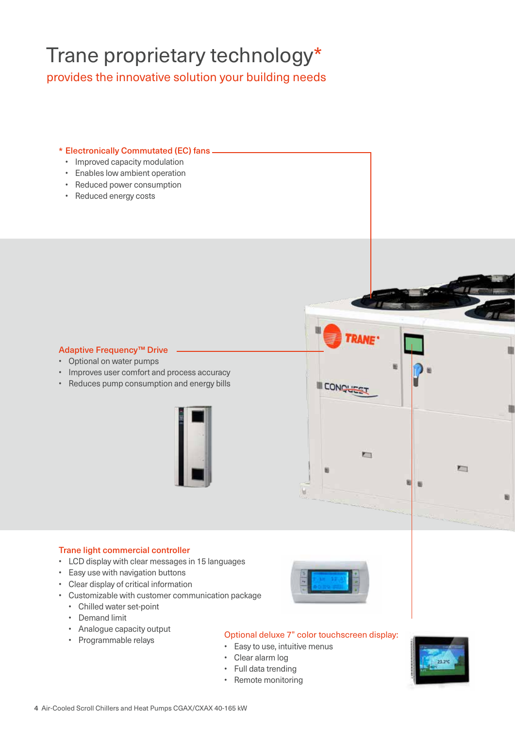# Trane proprietary technology*

## provides the innovative solution your building needs

### * Electronically Commutated (EC) fans

- Improved capacity modulation
- Enables low ambient operation
- Reduced power consumption
- Reduced energy costs

### Adaptive Frequency™ Drive

- Optional on water pumps
- Improves user comfort and process accuracy
- Reduces pump consumption and energy bills

### Trane light commercial controller

- LCD display with clear messages in 15 languages
- Easy use with navigation buttons
- Clear display of critical information
- Customizable with customer communication package
  - Chilled water set-point
  - Demand limit
  - Analogue capacity output
  - Programmable relays

### Optional deluxe 7" color touchscreen display:

- Easy to use, intuitive menus
- Clear alarm log
- Full data trending
- Remote monitoring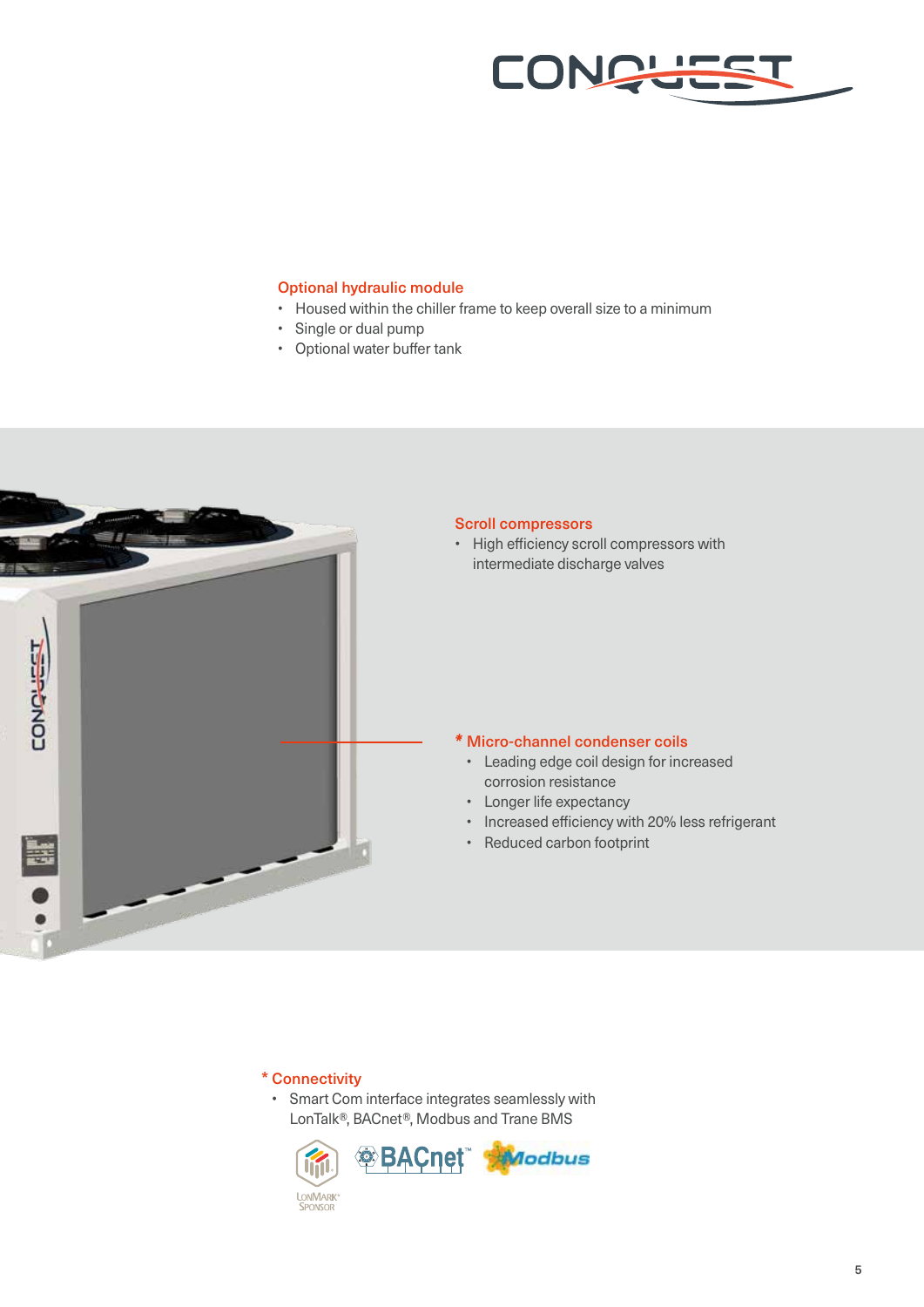### Optional hydraulic module

- Housed within the chiller frame to keep overall size to a minimum
- Single or dual pump
- Optional water buffer tank

### Scroll compressors

- High efficiency scroll compressors with intermediate discharge valves

### * Micro-channel condenser coils

- Leading edge coil design for increased corrosion resistance
- Longer life expectancy
- Increased efficiency with 20% less refrigerant
- Reduced carbon footprint

### * Connectivity

- Smart Com interface integrates seamlessly with LonTalk®, BACnet®, Modbus and Trane BMS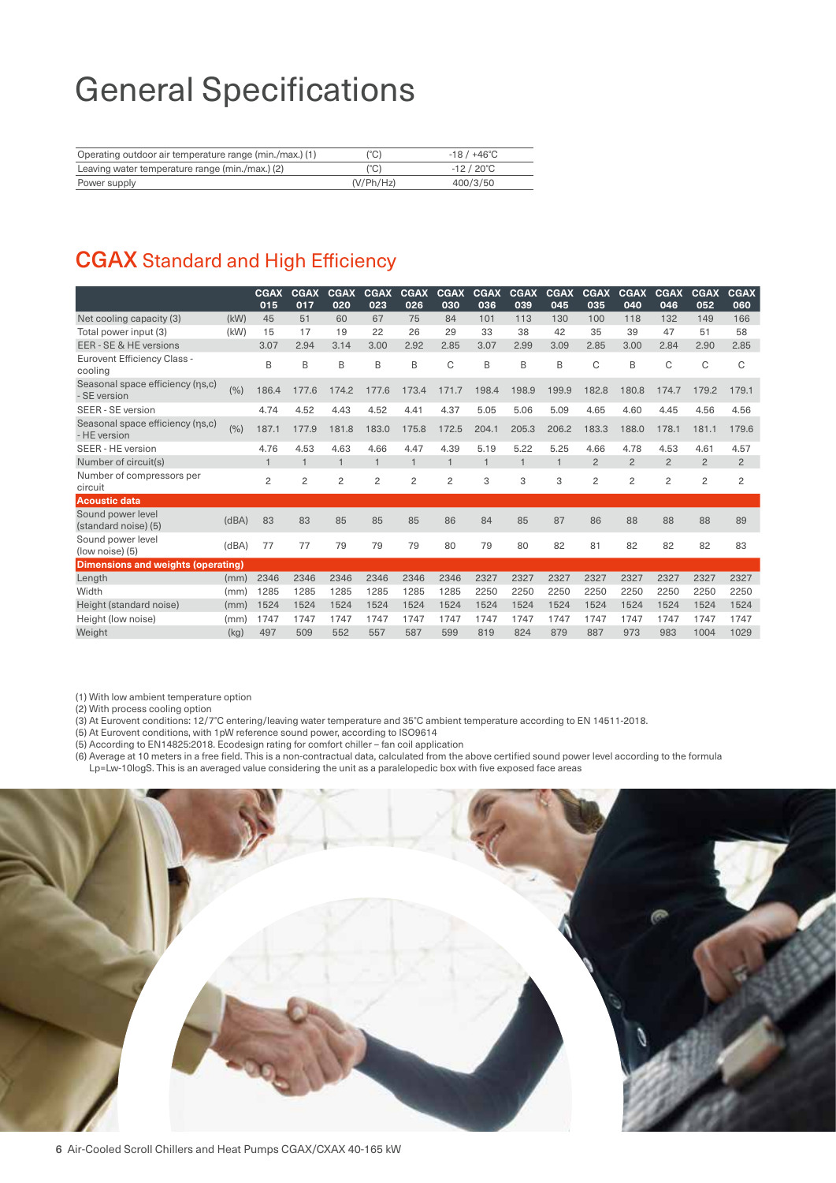# General Specifications

| Operating outdoor air temperature range (min./max.) (1) | (°C) | -18 / +46°C |
|---|---|---|
| Leaving water temperature range (min./max.) (2) | (°C) | -12 / 20°C |
| Power supply | (V/Ph/Hz) | 400/3/50 |

## CGAX Standard and High Efficiency

| | | CGAX 015 | CGAX 017 | CGAX 020 | CGAX 023 | CGAX 026 | CGAX 030 | CGAX 036 | CGAX 039 | CGAX 045 | CGAX 035 | CGAX 040 | CGAX 046 | CGAX 052 | CGAX 060 |
|---|---|---|---|---|---|---|---|---|---|---|---|---|---|---|---|
| Net cooling capacity (3) | (kW) | 45 | 51 | 60 | 67 | 75 | 84 | 101 | 113 | 130 | 100 | 118 | 132 | 149 | 166 |
| Total power input (3) | (kW) | 15 | 17 | 19 | 22 | 26 | 29 | 33 | 38 | 42 | 35 | 39 | 47 | 51 | 58 |
| EER - SE & HE versions | | 3.07 | 2.94 | 3.14 | 3.00 | 2.92 | 2.85 | 3.07 | 2.99 | 3.09 | 2.85 | 3.00 | 2.84 | 2.90 | 2.85 |
| Eurovent Efficiency Class - cooling | | B | B | B | B | B | C | B | B | B | C | B | C | C | C |
| Seasonal space efficiency (ηs,c) - SE version | (%) | 186.4 | 177.6 | 174.2 | 177.6 | 173.4 | 171.7 | 198.4 | 198.9 | 199.9 | 182.8 | 180.8 | 174.7 | 179.2 | 179.1 |
| SEER - SE version | | 4.74 | 4.52 | 4.43 | 4.52 | 4.41 | 4.37 | 5.05 | 5.06 | 5.09 | 4.65 | 4.60 | 4.45 | 4.56 | 4.56 |
| Seasonal space efficiency (ηs,c) - HE version | (%) | 187.1 | 177.9 | 181.8 | 183.0 | 175.8 | 172.5 | 204.1 | 205.3 | 206.2 | 183.3 | 188.0 | 178.1 | 181.1 | 179.6 |
| SEER - HE version | | 4.76 | 4.53 | 4.63 | 4.66 | 4.47 | 4.39 | 5.19 | 5.22 | 5.25 | 4.66 | 4.78 | 4.53 | 4.61 | 4.57 |
| Number of circuit(s) | | 1 | 1 | 1 | 1 | 1 | 1 | 1 | 1 | 1 | 2 | 2 | 2 | 2 | 2 |
| Number of compressors per circuit | | 2 | 2 | 2 | 2 | 2 | 2 | 3 | 3 | 3 | 2 | 2 | 2 | 2 | 2 |
| **Acoustic data** | | | | | | | | | | | | | | | |
| Sound power level (standard noise) (5) | (dBA) | 83 | 83 | 85 | 85 | 85 | 86 | 84 | 85 | 87 | 86 | 88 | 88 | 88 | 89 |
| Sound power level (low noise) (5) | (dBA) | 77 | 77 | 79 | 79 | 79 | 80 | 79 | 80 | 82 | 81 | 82 | 82 | 82 | 83 |
| **Dimensions and weights (operating)** | | | | | | | | | | | | | | | |
| Length | (mm) | 2346 | 2346 | 2346 | 2346 | 2346 | 2346 | 2327 | 2327 | 2327 | 2327 | 2327 | 2327 | 2327 | 2327 |
| Width | (mm) | 1285 | 1285 | 1285 | 1285 | 1285 | 1285 | 2250 | 2250 | 2250 | 2250 | 2250 | 2250 | 2250 | 2250 |
| Height (standard noise) | (mm) | 1524 | 1524 | 1524 | 1524 | 1524 | 1524 | 1524 | 1524 | 1524 | 1524 | 1524 | 1524 | 1524 | 1524 |
| Height (low noise) | (mm) | 1747 | 1747 | 1747 | 1747 | 1747 | 1747 | 1747 | 1747 | 1747 | 1747 | 1747 | 1747 | 1747 | 1747 |
| Weight | (kg) | 497 | 509 | 552 | 557 | 587 | 599 | 819 | 824 | 879 | 887 | 973 | 983 | 1004 | 1029 |

(1) With low ambient temperature option
(2) With process cooling option
(3) At Eurovent conditions: 12/7°C entering/leaving water temperature and 35°C ambient temperature according to EN 14511-2018.
(5) At Eurovent conditions, with 1pW reference sound power, according to ISO9614
(5) According to EN14825:2018. Ecodesign rating for comfort chiller – fan coil application
(6) Average at 10 meters in a free field. This is a non-contractual data, calculated from the above certified sound power level according to the formula Lp=Lw-10logS. This is an averaged value considering the unit as a paralelopedic box with five exposed face areas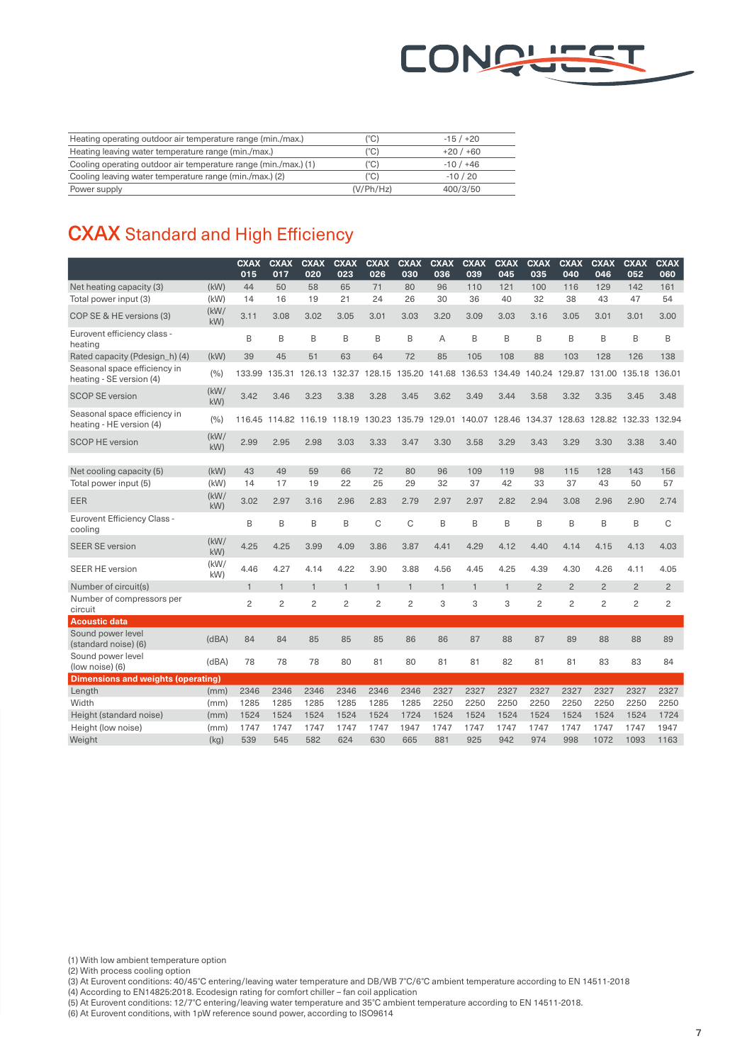| | | |
|---|---|---|
| Heating operating outdoor air temperature range (min./max.) | (°C) | -15 / +20 |
| Heating leaving water temperature range (min./max.) | (°C) | +20 / +60 |
| Cooling operating outdoor air temperature range (min./max.) (1) | (°C) | -10 / +46 |
| Cooling leaving water temperature range (min./max.) (2) | (°C) | -10 / 20 |
| Power supply | (V/Ph/Hz) | 400/3/50 |

# CXAX Standard and High Efficiency

| | | CXAX 015 | CXAX 017 | CXAX 020 | CXAX 023 | CXAX 026 | CXAX 030 | CXAX 036 | CXAX 039 | CXAX 045 | CXAX 035 | CXAX 040 | CXAX 046 | CXAX 052 | CXAX 060 |
|---|---|---|---|---|---|---|---|---|---|---|---|---|---|---|---|
| Net heating capacity (3) | (kW) | 44 | 50 | 58 | 65 | 71 | 80 | 96 | 110 | 121 | 100 | 116 | 129 | 142 | 161 |
| Total power input (3) | (kW) | 14 | 16 | 19 | 21 | 24 | 26 | 30 | 36 | 40 | 32 | 38 | 43 | 47 | 54 |
| COP SE & HE versions (3) | (kW/kW) | 3.11 | 3.08 | 3.02 | 3.05 | 3.01 | 3.03 | 3.20 | 3.09 | 3.03 | 3.16 | 3.05 | 3.01 | 3.01 | 3.00 |
| Eurovent efficiency class - heating | | B | B | B | B | B | B | A | B | B | B | B | B | B | B |
| Rated capacity (Pdesign_h) (4) | (kW) | 39 | 45 | 51 | 63 | 64 | 72 | 85 | 105 | 108 | 88 | 103 | 128 | 126 | 138 |
| Seasonal space efficiency in heating - SE version (4) | (%) | 133.99 | 135.31 | 126.13 | 132.37 | 128.15 | 135.20 | 141.68 | 136.53 | 134.49 | 140.24 | 129.87 | 131.00 | 135.18 | 136.01 |
| SCOP SE version | (kW/kW) | 3.42 | 3.46 | 3.23 | 3.38 | 3.28 | 3.45 | 3.62 | 3.49 | 3.44 | 3.58 | 3.32 | 3.35 | 3.45 | 3.48 |
| Seasonal space efficiency in heating - HE version (4) | (%) | 116.45 | 114.82 | 116.19 | 118.19 | 130.23 | 135.79 | 129.01 | 140.07 | 128.46 | 134.37 | 128.63 | 128.82 | 132.33 | 132.94 |
| SCOP HE version | (kW/kW) | 2.99 | 2.95 | 2.98 | 3.03 | 3.33 | 3.47 | 3.30 | 3.58 | 3.29 | 3.43 | 3.29 | 3.30 | 3.38 | 3.40 |
| | | | | | | | | | | | | | | | |
| Net cooling capacity (5) | (kW) | 43 | 49 | 59 | 66 | 72 | 80 | 96 | 109 | 119 | 98 | 115 | 128 | 143 | 156 |
| Total power input (5) | (kW) | 14 | 17 | 19 | 22 | 25 | 29 | 32 | 37 | 42 | 33 | 37 | 43 | 50 | 57 |
| EER | (kW/kW) | 3.02 | 2.97 | 3.16 | 2.96 | 2.83 | 2.79 | 2.97 | 2.97 | 2.82 | 2.94 | 3.08 | 2.96 | 2.90 | 2.74 |
| Eurovent Efficiency Class - cooling | | B | B | B | B | C | C | B | B | B | B | B | B | B | C |
| SEER SE version | (kW/kW) | 4.25 | 4.25 | 3.99 | 4.09 | 3.86 | 3.87 | 4.41 | 4.29 | 4.12 | 4.40 | 4.14 | 4.15 | 4.13 | 4.03 |
| SEER HE version | (kW/kW) | 4.46 | 4.27 | 4.14 | 4.22 | 3.90 | 3.88 | 4.56 | 4.45 | 4.25 | 4.39 | 4.30 | 4.26 | 4.11 | 4.05 |
| Number of circuit(s) | | 1 | 1 | 1 | 1 | 1 | 1 | 1 | 1 | 1 | 2 | 2 | 2 | 2 | 2 |
| Number of compressors per circuit | | 2 | 2 | 2 | 2 | 2 | 2 | 3 | 3 | 3 | 2 | 2 | 2 | 2 | 2 |
| **Acoustic data** | | | | | | | | | | | | | | | |
| Sound power level (standard noise) (6) | (dBA) | 84 | 84 | 85 | 85 | 85 | 86 | 86 | 87 | 88 | 87 | 89 | 88 | 88 | 89 |
| Sound power level (low noise) (6) | (dBA) | 78 | 78 | 78 | 80 | 81 | 80 | 81 | 81 | 82 | 81 | 81 | 83 | 83 | 84 |
| **Dimensions and weights (operating)** | | | | | | | | | | | | | | | |
| Length | (mm) | 2346 | 2346 | 2346 | 2346 | 2346 | 2346 | 2327 | 2327 | 2327 | 2327 | 2327 | 2327 | 2327 | 2327 |
| Width | (mm) | 1285 | 1285 | 1285 | 1285 | 1285 | 1285 | 2250 | 2250 | 2250 | 2250 | 2250 | 2250 | 2250 | 2250 |
| Height (standard noise) | (mm) | 1524 | 1524 | 1524 | 1524 | 1524 | 1724 | 1524 | 1524 | 1524 | 1524 | 1524 | 1524 | 1524 | 1724 |
| Height (low noise) | (mm) | 1747 | 1747 | 1747 | 1747 | 1747 | 1947 | 1747 | 1747 | 1747 | 1747 | 1747 | 1747 | 1747 | 1947 |
| Weight | (kg) | 539 | 545 | 582 | 624 | 630 | 665 | 881 | 925 | 942 | 974 | 998 | 1072 | 1093 | 1163 |

(1) With low ambient temperature option
(2) With process cooling option
(3) At Eurovent conditions: 40/45°C entering/leaving water temperature and DB/WB 7°C/6°C ambient temperature according to EN 14511-2018
(4) According to EN14825:2018. Ecodesign rating for comfort chiller – fan coil application
(5) At Eurovent conditions: 12/7°C entering/leaving water temperature and 35°C ambient temperature according to EN 14511-2018.
(6) At Eurovent conditions, with 1pW reference sound power, according to ISO9614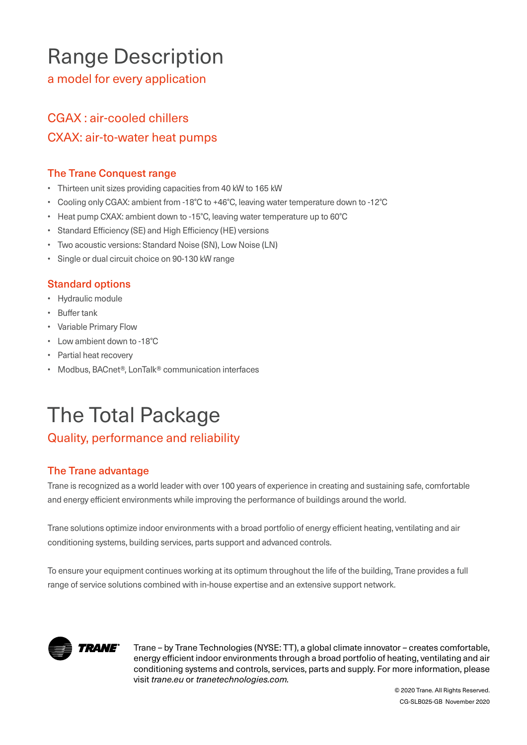# Range Description

## a model for every application

## CGAX : air-cooled chillers
## CXAX: air-to-water heat pumps

### The Trane Conquest range

- Thirteen unit sizes providing capacities from 40 kW to 165 kW
- Cooling only CGAX: ambient from -18°C to +46°C, leaving water temperature down to -12°C
- Heat pump CXAX: ambient down to -15°C, leaving water temperature up to 60°C
- Standard Efficiency (SE) and High Efficiency (HE) versions
- Two acoustic versions: Standard Noise (SN), Low Noise (LN)
- Single or dual circuit choice on 90-130 kW range

### Standard options

- Hydraulic module
- Buffer tank
- Variable Primary Flow
- Low ambient down to -18°C
- Partial heat recovery
- Modbus, BACnet®, LonTalk® communication interfaces

# The Total Package

## Quality, performance and reliability

### The Trane advantage

Trane is recognized as a world leader with over 100 years of experience in creating and sustaining safe, comfortable and energy efficient environments while improving the performance of buildings around the world.

Trane solutions optimize indoor environments with a broad portfolio of energy efficient heating, ventilating and air conditioning systems, building services, parts support and advanced controls.

To ensure your equipment continues working at its optimum throughout the life of the building, Trane provides a full range of service solutions combined with in-house expertise and an extensive support network.

TRANE

Trane – by Trane Technologies (NYSE: TT), a global climate innovator – creates comfortable, energy efficient indoor environments through a broad portfolio of heating, ventilating and air conditioning systems and controls, services, parts and supply. For more information, please visit *trane.eu* or *tranetechnologies.com*.

© 2020 Trane. All Rights Reserved.

CG-SLB025-GB November 2020